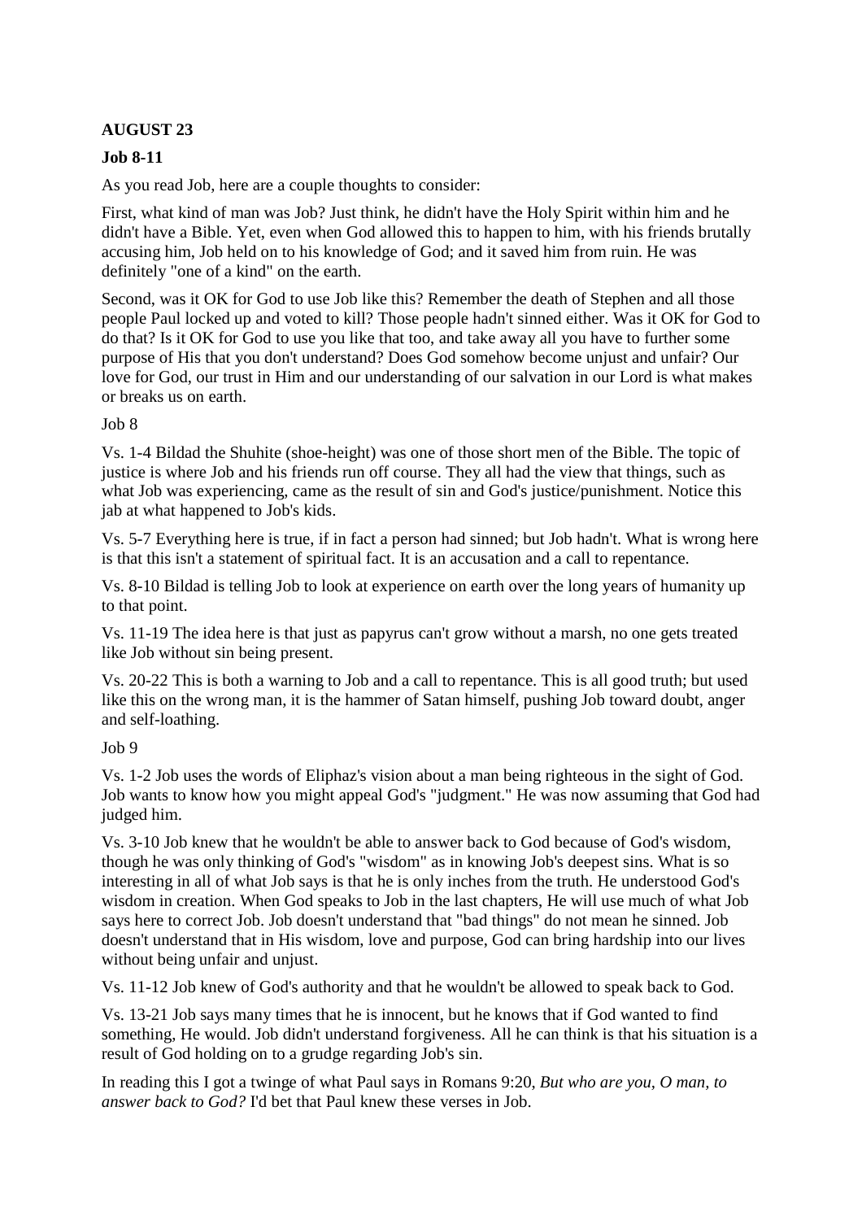**AUGUST 23**

**Job 8-11**

As you read Job, here are a couple thoughts to consider:

First, what kind of man was Job? Just think, he didn't have the Holy Spirit within him and he didn't have a Bible. Yet, even when God allowed this to happen to him, with his friends brutally accusing him, Job held on to his knowledge of God; and it saved him from ruin. He was definitely "one of a kind" on the earth.

Second, was it OK for God to use Job like this? Remember the death of Stephen and all those people Paul locked up and voted to kill? Those people hadn't sinned either. Was it OK for God to do that? Is it OK for God to use you like that too, and take away all you have to further some purpose of His that you don't understand? Does God somehow become unjust and unfair? Our love for God, our trust in Him and our understanding of our salvation in our Lord is what makes or breaks us on earth.

Job 8

Vs. 1-4 Bildad the Shuhite (shoe-height) was one of those short men of the Bible. The topic of justice is where Job and his friends run off course. They all had the view that things, such as what Job was experiencing, came as the result of sin and God's justice/punishment. Notice this jab at what happened to Job's kids.

Vs. 5-7 Everything here is true, if in fact a person had sinned; but Job hadn't. What is wrong here is that this isn't a statement of spiritual fact. It is an accusation and a call to repentance.

Vs. 8-10 Bildad is telling Job to look at experience on earth over the long years of humanity up to that point.

Vs. 11-19 The idea here is that just as papyrus can't grow without a marsh, no one gets treated like Job without sin being present.

Vs. 20-22 This is both a warning to Job and a call to repentance. This is all good truth; but used like this on the wrong man, it is the hammer of Satan himself, pushing Job toward doubt, anger and self-loathing.

Job 9

Vs. 1-2 Job uses the words of Eliphaz's vision about a man being righteous in the sight of God. Job wants to know how you might appeal God's "judgment." He was now assuming that God had judged him.

Vs. 3-10 Job knew that he wouldn't be able to answer back to God because of God's wisdom, though he was only thinking of God's "wisdom" as in knowing Job's deepest sins. What is so interesting in all of what Job says is that he is only inches from the truth. He understood God's wisdom in creation. When God speaks to Job in the last chapters, He will use much of what Job says here to correct Job. Job doesn't understand that "bad things" do not mean he sinned. Job doesn't understand that in His wisdom, love and purpose, God can bring hardship into our lives without being unfair and unjust.

Vs. 11-12 Job knew of God's authority and that he wouldn't be allowed to speak back to God.

Vs. 13-21 Job says many times that he is innocent, but he knows that if God wanted to find something, He would. Job didn't understand forgiveness. All he can think is that his situation is a result of God holding on to a grudge regarding Job's sin.

In reading this I got a twinge of what Paul says in Romans 9:20, *But who are you, O man, to answer back to God?* I'd bet that Paul knew these verses in Job.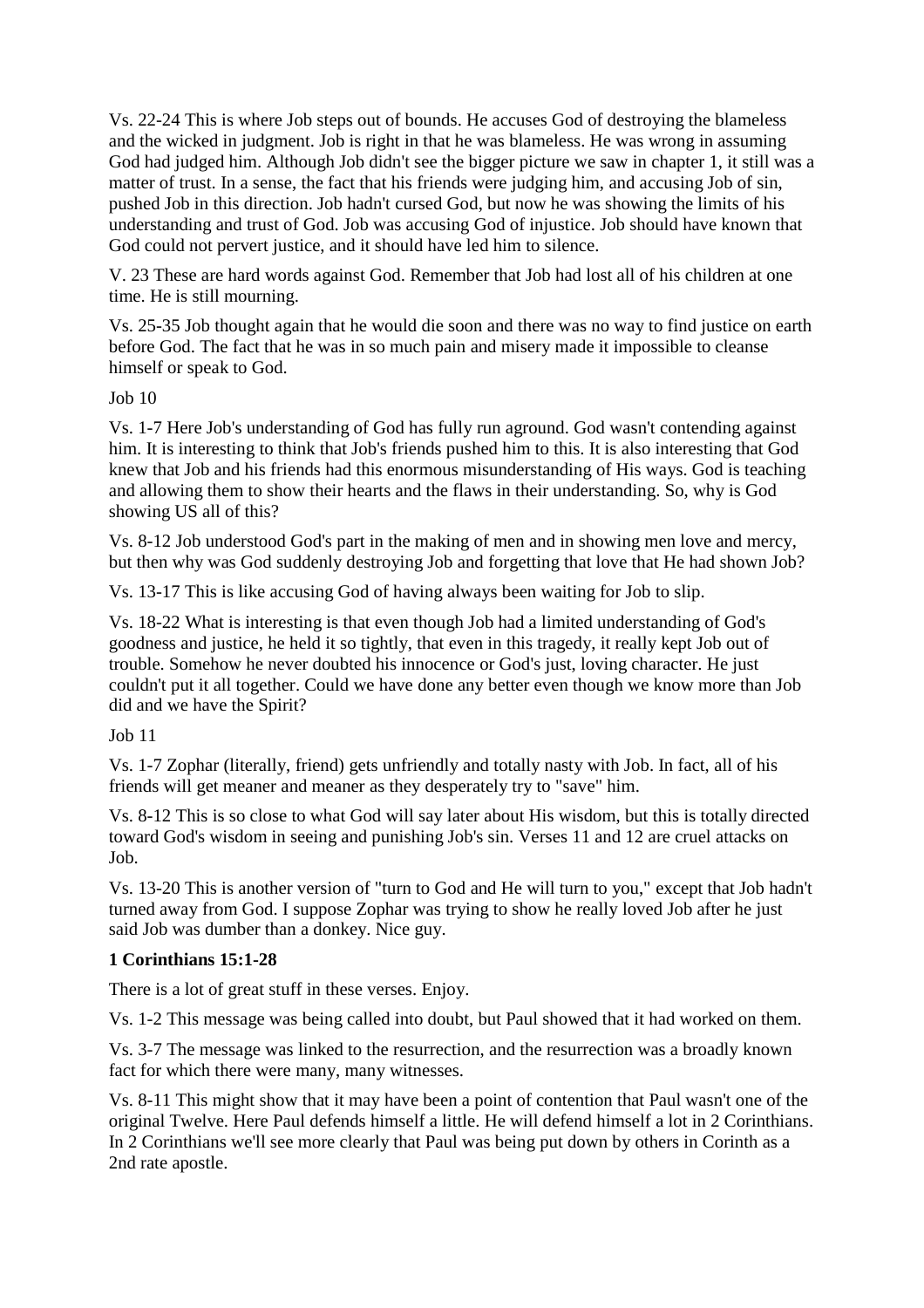Vs. 22-24 This is where Job steps out of bounds. He accuses God of destroying the blameless and the wicked in judgment. Job is right in that he was blameless. He was wrong in assuming God had judged him. Although Job didn't see the bigger picture we saw in chapter 1, it still was a matter of trust. In a sense, the fact that his friends were judging him, and accusing Job of sin, pushed Job in this direction. Job hadn't cursed God, but now he was showing the limits of his understanding and trust of God. Job was accusing God of injustice. Job should have known that God could not pervert justice, and it should have led him to silence.

V. 23 These are hard words against God. Remember that Job had lost all of his children at one time. He is still mourning.

Vs. 25-35 Job thought again that he would die soon and there was no way to find justice on earth before God. The fact that he was in so much pain and misery made it impossible to cleanse himself or speak to God.

Job 10

Vs. 1-7 Here Job's understanding of God has fully run aground. God wasn't contending against him. It is interesting to think that Job's friends pushed him to this. It is also interesting that God knew that Job and his friends had this enormous misunderstanding of His ways. God is teaching and allowing them to show their hearts and the flaws in their understanding. So, why is God showing US all of this?

Vs. 8-12 Job understood God's part in the making of men and in showing men love and mercy, but then why was God suddenly destroying Job and forgetting that love that He had shown Job?

Vs. 13-17 This is like accusing God of having always been waiting for Job to slip.

Vs. 18-22 What is interesting is that even though Job had a limited understanding of God's goodness and justice, he held it so tightly, that even in this tragedy, it really kept Job out of trouble. Somehow he never doubted his innocence or God's just, loving character. He just couldn't put it all together. Could we have done any better even though we know more than Job did and we have the Spirit?

Job 11

Vs. 1-7 Zophar (literally, friend) gets unfriendly and totally nasty with Job. In fact, all of his friends will get meaner and meaner as they desperately try to "save" him.

Vs. 8-12 This is so close to what God will say later about His wisdom, but this is totally directed toward God's wisdom in seeing and punishing Job's sin. Verses 11 and 12 are cruel attacks on Job.

Vs. 13-20 This is another version of "turn to God and He will turn to you," except that Job hadn't turned away from God. I suppose Zophar was trying to show he really loved Job after he just said Job was dumber than a donkey. Nice guy.

**1 Corinthians 15:1-28**

There is a lot of great stuff in these verses. Enjoy.

Vs. 1-2 This message was being called into doubt, but Paul showed that it had worked on them.

Vs. 3-7 The message was linked to the resurrection, and the resurrection was a broadly known fact for which there were many, many witnesses.

Vs. 8-11 This might show that it may have been a point of contention that Paul wasn't one of the original Twelve. Here Paul defends himself a little. He will defend himself a lot in 2 Corinthians. In 2 Corinthians we'll see more clearly that Paul was being put down by others in Corinth as a 2nd rate apostle.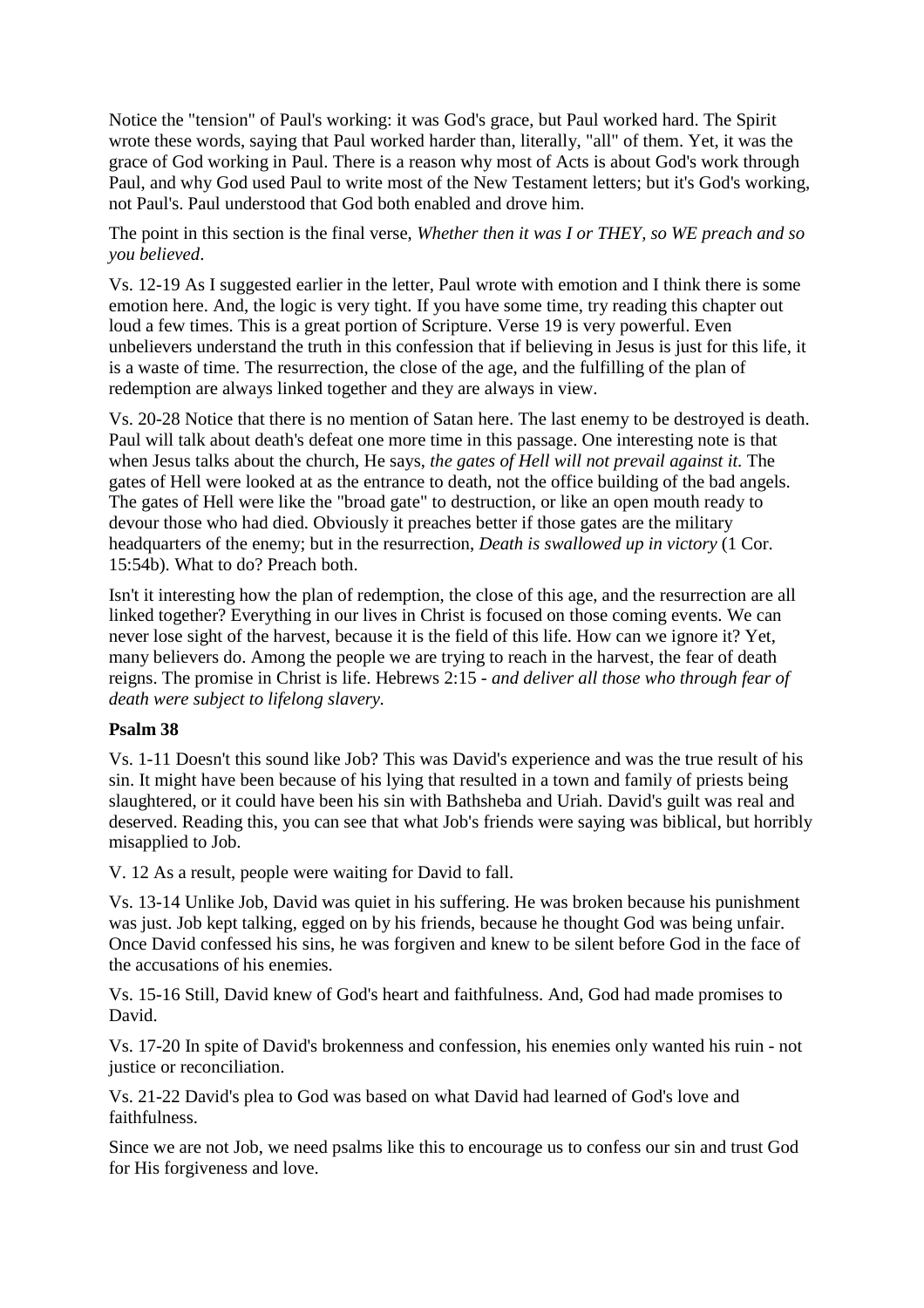Notice the "tension" of Paul's working: it was God's grace, but Paul worked hard. The Spirit wrote these words, saying that Paul worked harder than, literally, "all" of them. Yet, it was the grace of God working in Paul. There is a reason why most of Acts is about God's work through Paul, and why God used Paul to write most of the New Testament letters; but it's God's working, not Paul's. Paul understood that God both enabled and drove him.

The point in this section is the final verse, *Whether then it was I or THEY, so WE preach and so you believed*.

Vs. 12-19 As I suggested earlier in the letter, Paul wrote with emotion and I think there is some emotion here. And, the logic is very tight. If you have some time, try reading this chapter out loud a few times. This is a great portion of Scripture. Verse 19 is very powerful. Even unbelievers understand the truth in this confession that if believing in Jesus is just for this life, it is a waste of time. The resurrection, the close of the age, and the fulfilling of the plan of redemption are always linked together and they are always in view.

Vs. 20-28 Notice that there is no mention of Satan here. The last enemy to be destroyed is death. Paul will talk about death's defeat one more time in this passage. One interesting note is that when Jesus talks about the church, He says, *the gates of Hell will not prevail against it*. The gates of Hell were looked at as the entrance to death, not the office building of the bad angels. The gates of Hell were like the "broad gate" to destruction, or like an open mouth ready to devour those who had died. Obviously it preaches better if those gates are the military headquarters of the enemy; but in the resurrection, *Death is swallowed up in victory* (1 Cor. 15:54b). What to do? Preach both.

Isn't it interesting how the plan of redemption, the close of this age, and the resurrection are all linked together? Everything in our lives in Christ is focused on those coming events. We can never lose sight of the harvest, because it is the field of this life. How can we ignore it? Yet, many believers do. Among the people we are trying to reach in the harvest, the fear of death reigns. The promise in Christ is life. Hebrews 2:15 - *and deliver all those who through fear of death were subject to lifelong slavery.*

**Psalm 38**

Vs. 1-11 Doesn't this sound like Job? This was David's experience and was the true result of his sin. It might have been because of his lying that resulted in a town and family of priests being slaughtered, or it could have been his sin with Bathsheba and Uriah. David's guilt was real and deserved. Reading this, you can see that what Job's friends were saying was biblical, but horribly misapplied to Job.

V. 12 As a result, people were waiting for David to fall.

Vs. 13-14 Unlike Job, David was quiet in his suffering. He was broken because his punishment was just. Job kept talking, egged on by his friends, because he thought God was being unfair. Once David confessed his sins, he was forgiven and knew to be silent before God in the face of the accusations of his enemies.

Vs. 15-16 Still, David knew of God's heart and faithfulness. And, God had made promises to David.

Vs. 17-20 In spite of David's brokenness and confession, his enemies only wanted his ruin - not justice or reconciliation.

Vs. 21-22 David's plea to God was based on what David had learned of God's love and faithfulness.

Since we are not Job, we need psalms like this to encourage us to confess our sin and trust God for His forgiveness and love.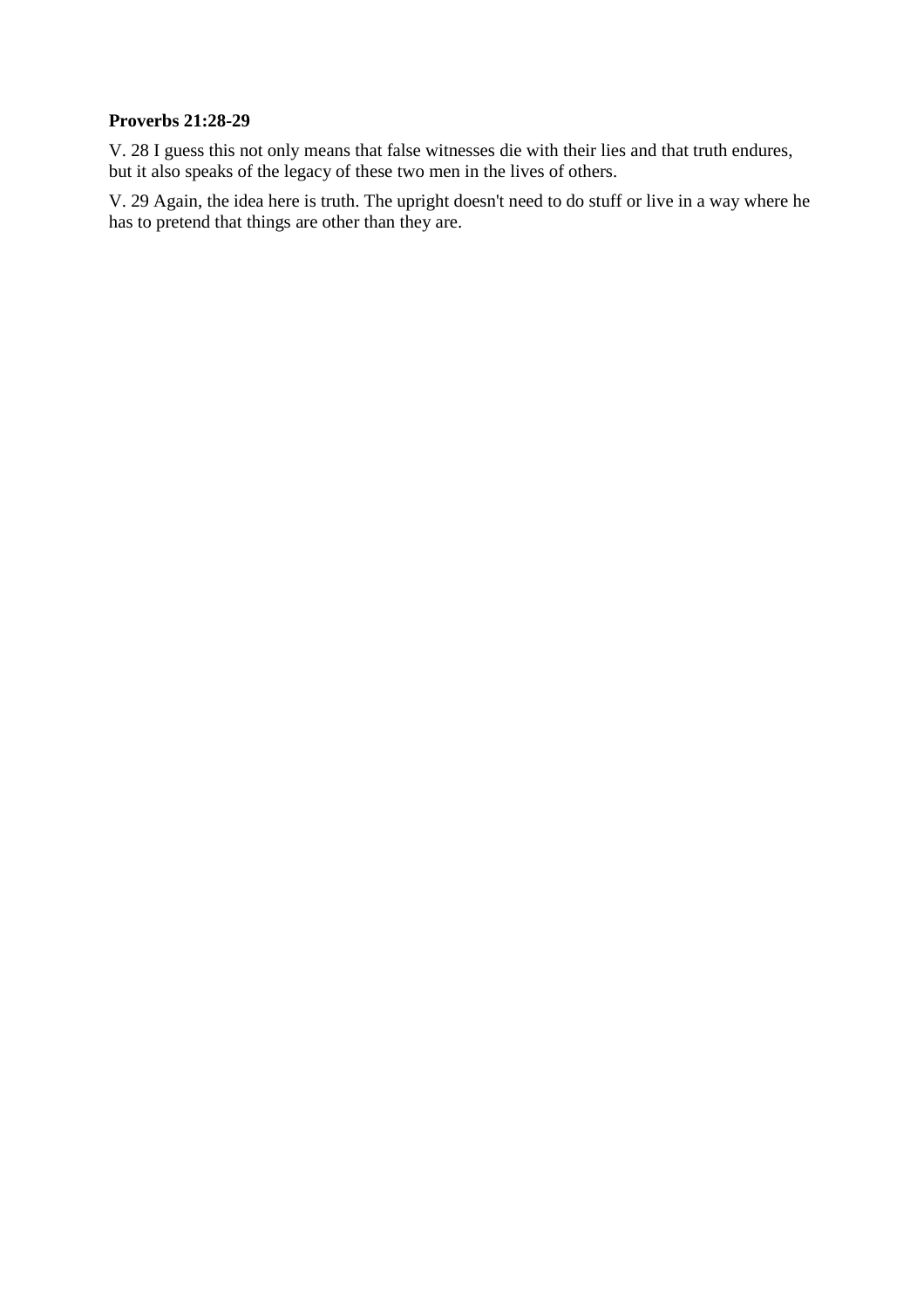**Proverbs 21:28-29**

V. 28 I guess this not only means that false witnesses die with their lies and that truth endures, but it also speaks of the legacy of these two men in the lives of others.

V. 29 Again, the idea here is truth. The upright doesn't need to do stuff or live in a way where he has to pretend that things are other than they are.